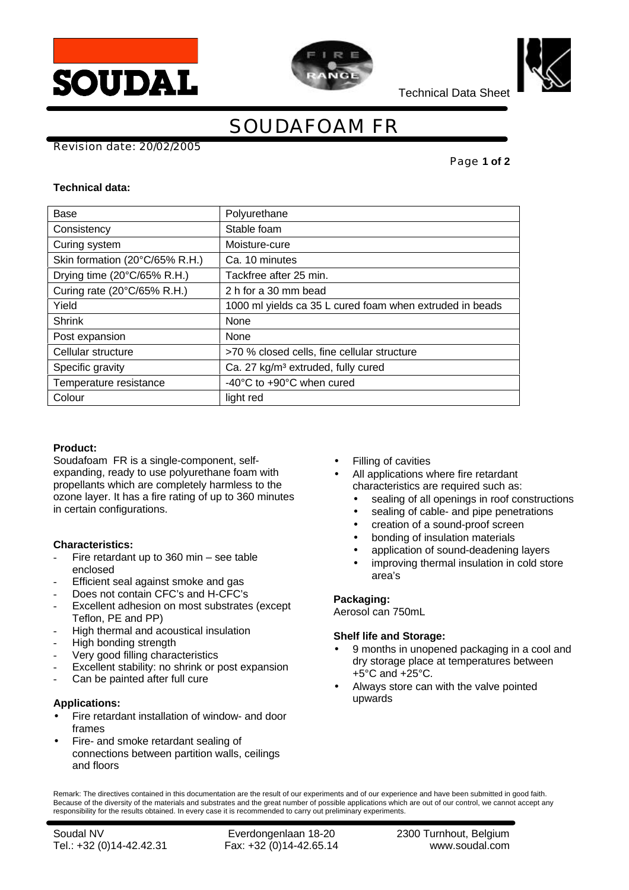Technical Data Sheet

# SOUDAFOAM FR

Revision date: 20/02/2005

**Technical data:**

| Base | Polyurethane |
|---|---|
| Consistency | Stable foam |
| Curing system | Moisture-cure |
| Skin formation (20°C/65% R.H.) | Ca. 10 minutes |
| Drying time (20°C/65% R.H.) | Tackfree after 25 min. |
| Curing rate (20°C/65% R.H.) | 2 h for a 30 mm bead |
| Yield | 1000 ml yields ca 35 L cured foam when extruded in beads |
| Shrink | None |
| Post expansion | None |
| Cellular structure | >70 % closed cells, fine cellular structure |
| Specific gravity | Ca. 27 kg/m³ extruded, fully cured |
| Temperature resistance | -40°C to +90°C when cured |
| Colour | light red |

**Product:**

Soudafoam FR is a single-component, self-expanding, ready to use polyurethane foam with propellants which are completely harmless to the ozone layer. It has a fire rating of up to 360 minutes in certain configurations.

**Characteristics:**

- Fire retardant up to 360 min – see table enclosed
- Efficient seal against smoke and gas
- Does not contain CFC's and H-CFC's
- Excellent adhesion on most substrates (except Teflon, PE and PP)
- High thermal and acoustical insulation
- High bonding strength
- Very good filling characteristics
- Excellent stability: no shrink or post expansion
- Can be painted after full cure

**Applications:**

- Fire retardant installation of window- and door frames
- Fire- and smoke retardant sealing of connections between partition walls, ceilings and floors
- Filling of cavities
- All applications where fire retardant characteristics are required such as:
  - sealing of all openings in roof constructions
  - sealing of cable- and pipe penetrations
  - creation of a sound-proof screen
  - bonding of insulation materials
  - application of sound-deadening layers
  - improving thermal insulation in cold store area's

**Packaging:**

Aerosol can 750mL

**Shelf life and Storage:**

- 9 months in unopened packaging in a cool and dry storage place at temperatures between +5°C and +25°C.
- Always store can with the valve pointed upwards

Remark: The directives contained in this documentation are the result of our experiments and of our experience and have been submitted in good faith. Because of the diversity of the materials and substrates and the great number of possible applications which are out of our control, we cannot accept any responsibility for the results obtained. In every case it is recommended to carry out preliminary experiments.

Soudal NV | Everdongenlaan 18-20 | 2300 Turnhout, Belgium
Tel.: +32 (0)14-42.42.31 | Fax: +32 (0)14-42.65.14 | www.soudal.com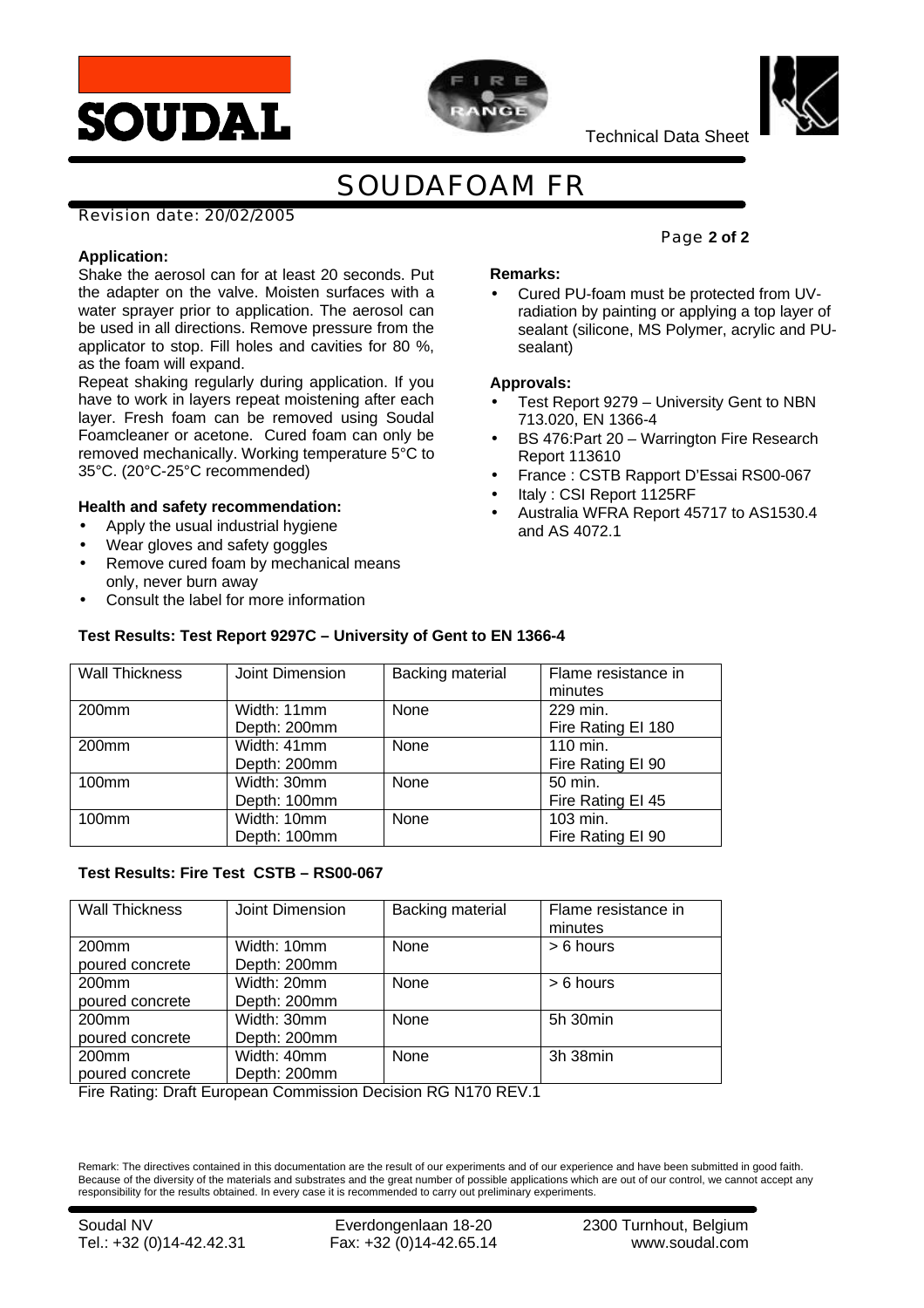# SOUDAFOAM FR

Revision date: 20/02/2005

**Application:**

Shake the aerosol can for at least 20 seconds. Put the adapter on the valve. Moisten surfaces with a water sprayer prior to application. The aerosol can be used in all directions. Remove pressure from the applicator to stop. Fill holes and cavities for 80 %, as the foam will expand.

Repeat shaking regularly during application. If you have to work in layers repeat moistening after each layer. Fresh foam can be removed using Soudal Foamcleaner or acetone. Cured foam can only be removed mechanically. Working temperature 5°C to 35°C. (20°C-25°C recommended)

**Health and safety recommendation:**

- Apply the usual industrial hygiene
- Wear gloves and safety goggles
- Remove cured foam by mechanical means only, never burn away
- Consult the label for more information

**Remarks:**

- Cured PU-foam must be protected from UV-radiation by painting or applying a top layer of sealant (silicone, MS Polymer, acrylic and PU-sealant)

**Approvals:**

- Test Report 9279 – University Gent to NBN 713.020, EN 1366-4
- BS 476:Part 20 – Warrington Fire Research Report 113610
- France : CSTB Rapport D'Essai RS00-067
- Italy : CSI Report 1125RF
- Australia WFRA Report 45717 to AS1530.4 and AS 4072.1

**Test Results: Test Report 9297C – University of Gent to EN 1366-4**

| Wall Thickness | Joint Dimension | Backing material | Flame resistance in minutes |
|---|---|---|---|
| 200mm | Width: 11mm Depth: 200mm | None | 229 min. Fire Rating EI 180 |
| 200mm | Width: 41mm Depth: 200mm | None | 110 min. Fire Rating EI 90 |
| 100mm | Width: 30mm Depth: 100mm | None | 50 min. Fire Rating EI 45 |
| 100mm | Width: 10mm Depth: 100mm | None | 103 min. Fire Rating EI 90 |

**Test Results: Fire Test CSTB – RS00-067**

| Wall Thickness | Joint Dimension | Backing material | Flame resistance in minutes |
|---|---|---|---|
| 200mm poured concrete | Width: 10mm Depth: 200mm | None | > 6 hours |
| 200mm poured concrete | Width: 20mm Depth: 200mm | None | > 6 hours |
| 200mm poured concrete | Width: 30mm Depth: 200mm | None | 5h 30min |
| 200mm poured concrete | Width: 40mm Depth: 200mm | None | 3h 38min |

Fire Rating: Draft European Commission Decision RG N170 REV.1

Remark: The directives contained in this documentation are the result of our experiments and of our experience and have been submitted in good faith. Because of the diversity of the materials and substrates and the great number of possible applications which are out of our control, we cannot accept any responsibility for the results obtained. In every case it is recommended to carry out preliminary experiments.

Soudal NV | Everdongenlaan 18-20 | 2300 Turnhout, Belgium
Tel.: +32 (0)14-42.42.31 | Fax: +32 (0)14-42.65.14 | www.soudal.com